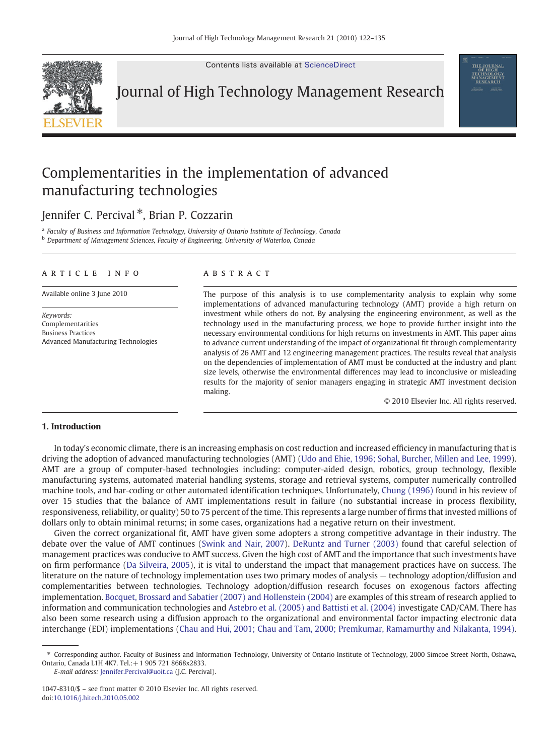# Complementarities in the implementation of advanced manufacturing technologies

Jennifer C. Percival *, Brian P. Cozzarin

[a] *Faculty of Business and Information Technology, University of Ontario Institute of Technology, Canada*
[b] *Department of Management Sciences, Faculty of Engineering, University of Waterloo, Canada*

## ARTICLE INFO

Available online 3 June 2010

*Keywords:*
Complementarities
Business Practices
Advanced Manufacturing Technologies

## ABSTRACT

The purpose of this analysis is to use complementarity analysis to explain why some implementations of advanced manufacturing technology (AMT) provide a high return on investment while others do not. By analysing the engineering environment, as well as the technology used in the manufacturing process, we hope to provide further insight into the necessary environmental conditions for high returns on investments in AMT. This paper aims to advance current understanding of the impact of organizational fit through complementarity analysis of 26 AMT and 12 engineering management practices. The results reveal that analysis on the dependencies of implementation of AMT must be conducted at the industry and plant size levels, otherwise the environmental differences may lead to inconclusive or misleading results for the majority of senior managers engaging in strategic AMT investment decision making.

© 2010 Elsevier Inc. All rights reserved.

## 1. Introduction

In today's economic climate, there is an increasing emphasis on cost reduction and increased efficiency in manufacturing that is driving the adoption of advanced manufacturing technologies (AMT) (Udo and Ehie, 1996; Sohal, Burcher, Millen and Lee, 1999). AMT are a group of computer-based technologies including: computer-aided design, robotics, group technology, flexible manufacturing systems, automated material handling systems, storage and retrieval systems, computer numerically controlled machine tools, and bar-coding or other automated identification techniques. Unfortunately, Chung (1996) found in his review of over 15 studies that the balance of AMT implementations result in failure (no substantial increase in process flexibility, responsiveness, reliability, or quality) 50 to 75 percent of the time. This represents a large number of firms that invested millions of dollars only to obtain minimal returns; in some cases, organizations had a negative return on their investment.

Given the correct organizational fit, AMT have given some adopters a strong competitive advantage in their industry. The debate over the value of AMT continues (Swink and Nair, 2007). DeRuntz and Turner (2003) found that careful selection of management practices was conducive to AMT success. Given the high cost of AMT and the importance that such investments have on firm performance (Da Silveira, 2005), it is vital to understand the impact that management practices have on success. The literature on the nature of technology implementation uses two primary modes of analysis — technology adoption/diffusion and complementarities between technologies. Technology adoption/diffusion research focuses on exogenous factors affecting implementation. Bocquet, Brossard and Sabatier (2007) and Hollenstein (2004) are examples of this stream of research applied to information and communication technologies and Astebro et al. (2005) and Battisti et al. (2004) investigate CAD/CAM. There has also been some research using a diffusion approach to the organizational and environmental factor impacting electronic data interchange (EDI) implementations (Chau and Hui, 2001; Chau and Tam, 2000; Premkumar, Ramamurthy and Nilakanta, 1994).

* Corresponding author. Faculty of Business and Information Technology, University of Ontario Institute of Technology, 2000 Simcoe Street North, Oshawa, Ontario, Canada L1H 4K7. Tel.: +1 905 721 8668x2833.
*E-mail address:* Jennifer.Percival@uoit.ca (J.C. Percival).

1047-8310/$ – see front matter © 2010 Elsevier Inc. All rights reserved.
doi:10.1016/j.hitech.2010.05.002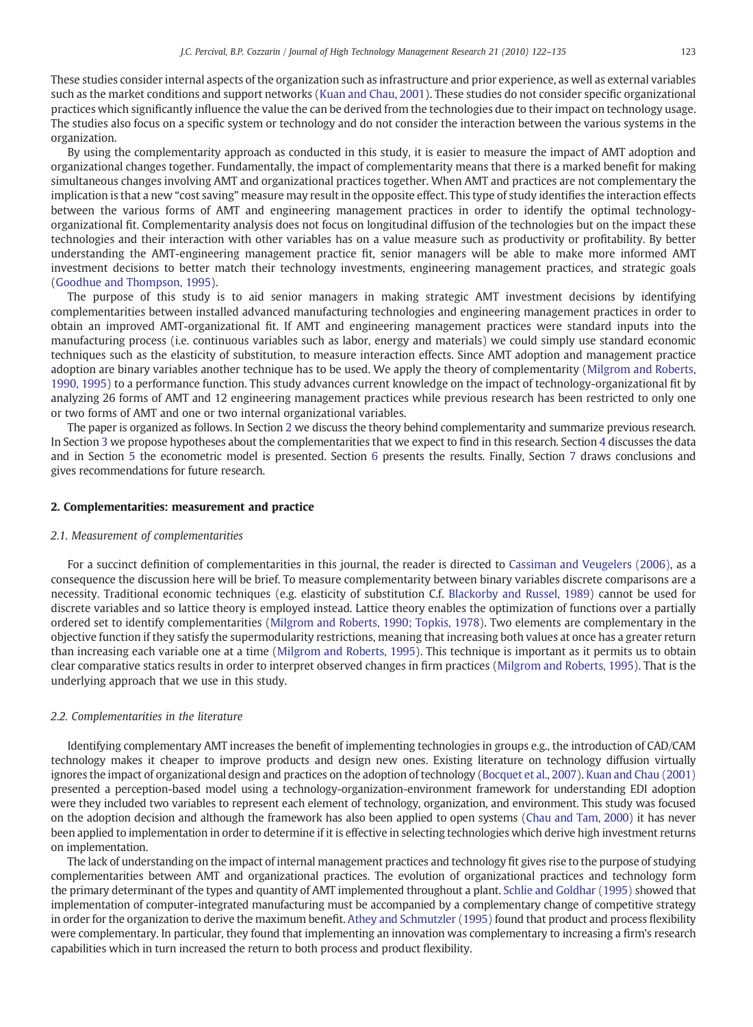These studies consider internal aspects of the organization such as infrastructure and prior experience, as well as external variables such as the market conditions and support networks (Kuan and Chau, 2001). These studies do not consider specific organizational practices which significantly influence the value the can be derived from the technologies due to their impact on technology usage. The studies also focus on a specific system or technology and do not consider the interaction between the various systems in the organization.

By using the complementarity approach as conducted in this study, it is easier to measure the impact of AMT adoption and organizational changes together. Fundamentally, the impact of complementarity means that there is a marked benefit for making simultaneous changes involving AMT and organizational practices together. When AMT and practices are not complementary the implication is that a new "cost saving" measure may result in the opposite effect. This type of study identifies the interaction effects between the various forms of AMT and engineering management practices in order to identify the optimal technology-organizational fit. Complementarity analysis does not focus on longitudinal diffusion of the technologies but on the impact these technologies and their interaction with other variables has on a value measure such as productivity or profitability. By better understanding the AMT-engineering management practice fit, senior managers will be able to make more informed AMT investment decisions to better match their technology investments, engineering management practices, and strategic goals (Goodhue and Thompson, 1995).

The purpose of this study is to aid senior managers in making strategic AMT investment decisions by identifying complementarities between installed advanced manufacturing technologies and engineering management practices in order to obtain an improved AMT-organizational fit. If AMT and engineering management practices were standard inputs into the manufacturing process (i.e. continuous variables such as labor, energy and materials) we could simply use standard economic techniques such as the elasticity of substitution, to measure interaction effects. Since AMT adoption and management practice adoption are binary variables another technique has to be used. We apply the theory of complementarity (Milgrom and Roberts, 1990, 1995) to a performance function. This study advances current knowledge on the impact of technology-organizational fit by analyzing 26 forms of AMT and 12 engineering management practices while previous research has been restricted to only one or two forms of AMT and one or two internal organizational variables.

The paper is organized as follows. In Section 2 we discuss the theory behind complementarity and summarize previous research. In Section 3 we propose hypotheses about the complementarities that we expect to find in this research. Section 4 discusses the data and in Section 5 the econometric model is presented. Section 6 presents the results. Finally, Section 7 draws conclusions and gives recommendations for future research.

## 2. Complementarities: measurement and practice

### 2.1. Measurement of complementarities

For a succinct definition of complementarities in this journal, the reader is directed to Cassiman and Veugelers (2006), as a consequence the discussion here will be brief. To measure complementarity between binary variables discrete comparisons are a necessity. Traditional economic techniques (e.g. elasticity of substitution C.f. Blackorby and Russel, 1989) cannot be used for discrete variables and so lattice theory is employed instead. Lattice theory enables the optimization of functions over a partially ordered set to identify complementarities (Milgrom and Roberts, 1990; Topkis, 1978). Two elements are complementary in the objective function if they satisfy the supermodularity restrictions, meaning that increasing both values at once has a greater return than increasing each variable one at a time (Milgrom and Roberts, 1995). This technique is important as it permits us to obtain clear comparative statics results in order to interpret observed changes in firm practices (Milgrom and Roberts, 1995). That is the underlying approach that we use in this study.

### 2.2. Complementarities in the literature

Identifying complementary AMT increases the benefit of implementing technologies in groups e.g., the introduction of CAD/CAM technology makes it cheaper to improve products and design new ones. Existing literature on technology diffusion virtually ignores the impact of organizational design and practices on the adoption of technology (Bocquet et al., 2007). Kuan and Chau (2001) presented a perception-based model using a technology-organization-environment framework for understanding EDI adoption were they included two variables to represent each element of technology, organization, and environment. This study was focused on the adoption decision and although the framework has also been applied to open systems (Chau and Tam, 2000) it has never been applied to implementation in order to determine if it is effective in selecting technologies which derive high investment returns on implementation.

The lack of understanding on the impact of internal management practices and technology fit gives rise to the purpose of studying complementarities between AMT and organizational practices. The evolution of organizational practices and technology form the primary determinant of the types and quantity of AMT implemented throughout a plant. Schlie and Goldhar (1995) showed that implementation of computer-integrated manufacturing must be accompanied by a complementary change of competitive strategy in order for the organization to derive the maximum benefit. Athey and Schmutzler (1995) found that product and process flexibility were complementary. In particular, they found that implementing an innovation was complementary to increasing a firm's research capabilities which in turn increased the return to both process and product flexibility.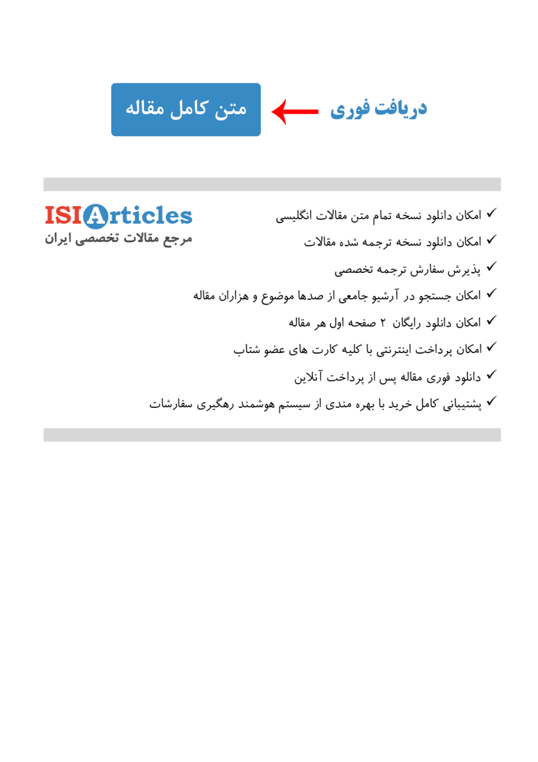دریافت فوری ← **متن کامل مقاله**

**ISIArticles**
مرجع مقالات تخصصی ایران

- ✓ امکان دانلود نسخه تمام متن مقالات انگلیسی
- ✓ امکان دانلود نسخه ترجمه شده مقالات
- ✓ پذیرش سفارش ترجمه تخصصی
- ✓ امکان جستجو در آرشیو جامعی از صدها موضوع و هزاران مقاله
- ✓ امکان دانلود رایگان ۲ صفحه اول هر مقاله
- ✓ امکان پرداخت اینترنتی با کلیه کارت های عضو شتاب
- ✓ دانلود فوری مقاله پس از پرداخت آنلاین
- ✓ پشتیبانی کامل خرید با بهره مندی از سیستم هوشمند رهگیری سفارشات